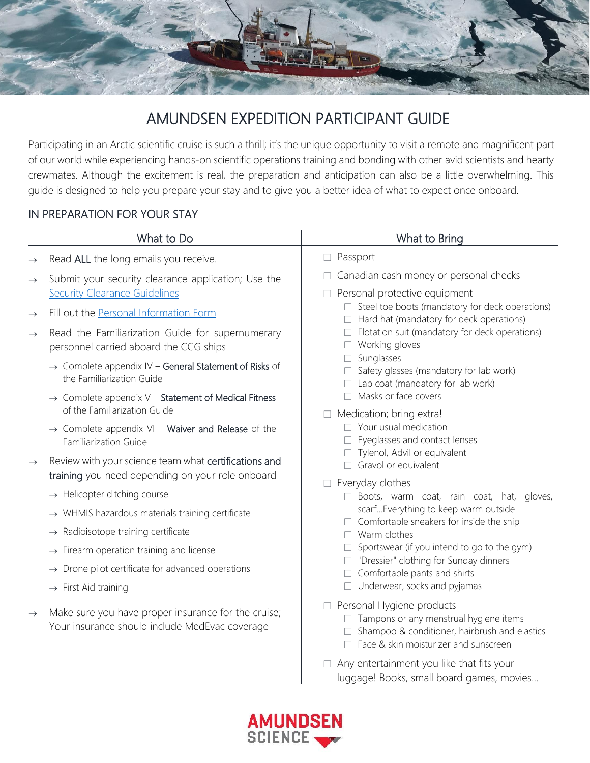# AMUNDSEN EXPEDITION PARTICIPANT GUIDE

Participating in an Arctic scientific cruise is such a thrill; it's the unique opportunity to visit a remote and magnificent part of our world while experiencing hands-on scientific operations training and bonding with other avid scientists and hearty crewmates. Although the excitement is real, the preparation and anticipation can also be a little overwhelming. This guide is designed to help you prepare your stay and to give you a better idea of what to expect once onboard.

## IN PREPARATION FOR YOUR STAY

### What to Do

- → Read ALL the long emails you receive.
- → Submit your security clearance application; Use the [Security Clearance Guidelines]()
- → Fill out the [Personal Information Form]()
- → Read the Familiarization Guide for supernumerary personnel carried aboard the CCG ships
  - → Complete appendix IV – General Statement of Risks of the Familiarization Guide
  - → Complete appendix V – Statement of Medical Fitness of the Familiarization Guide
  - → Complete appendix VI – Waiver and Release of the Familiarization Guide
- → Review with your science team what certifications and training you need depending on your role onboard
  - → Helicopter ditching course
  - → WHMIS hazardous materials training certificate
  - → Radioisotope training certificate
  - → Firearm operation training and license
  - → Drone pilot certificate for advanced operations
  - → First Aid training
- → Make sure you have proper insurance for the cruise; Your insurance should include MedEvac coverage

### What to Bring

- ☐ Passport
- ☐ Canadian cash money or personal checks
- ☐ Personal protective equipment
  - ☐ Steel toe boots (mandatory for deck operations)
  - ☐ Hard hat (mandatory for deck operations)
  - ☐ Flotation suit (mandatory for deck operations)
  - ☐ Working gloves
  - ☐ Sunglasses
  - ☐ Safety glasses (mandatory for lab work)
  - ☐ Lab coat (mandatory for lab work)
  - ☐ Masks or face covers
- ☐ Medication; bring extra!
  - ☐ Your usual medication
  - ☐ Eyeglasses and contact lenses
  - ☐ Tylenol, Advil or equivalent
  - ☐ Gravol or equivalent
- ☐ Everyday clothes
  - ☐ Boots, warm coat, rain coat, hat, gloves, scarf...Everything to keep warm outside
  - ☐ Comfortable sneakers for inside the ship
  - ☐ Warm clothes
  - ☐ Sportswear (if you intend to go to the gym)
  - ☐ "Dressier" clothing for Sunday dinners
  - ☐ Comfortable pants and shirts
  - ☐ Underwear, socks and pyjamas
- ☐ Personal Hygiene products
  - ☐ Tampons or any menstrual hygiene items
  - ☐ Shampoo & conditioner, hairbrush and elastics
  - ☐ Face & skin moisturizer and sunscreen
- ☐ Any entertainment you like that fits your luggage! Books, small board games, movies...

AMUNDSEN SCIENCE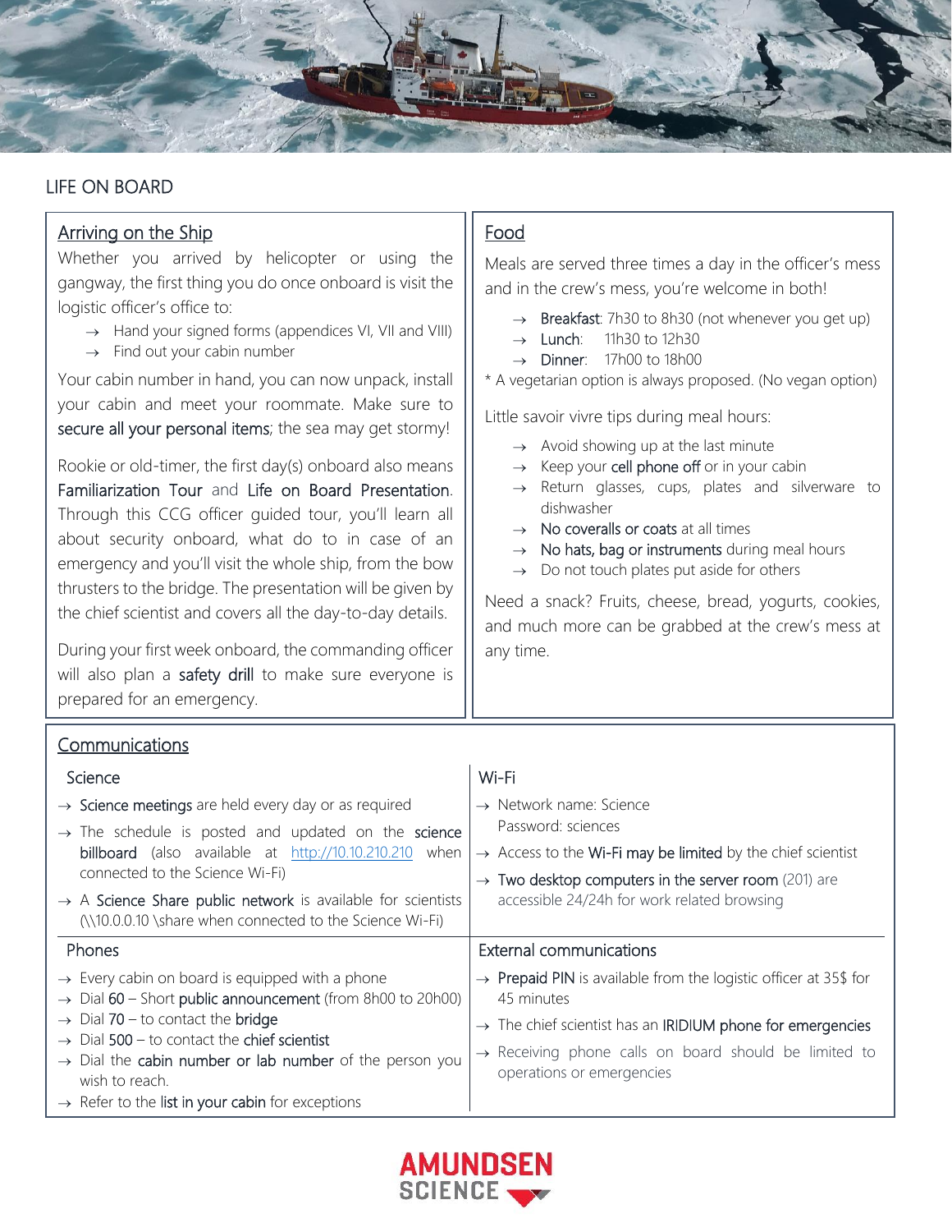# LIFE ON BOARD

## Arriving on the Ship

Whether you arrived by helicopter or using the gangway, the first thing you do once onboard is visit the logistic officer's office to:

- Hand your signed forms (appendices VI, VII and VIII)
- Find out your cabin number

Your cabin number in hand, you can now unpack, install your cabin and meet your roommate. Make sure to **secure all your personal items**; the sea may get stormy!

Rookie or old-timer, the first day(s) onboard also means **Familiarization Tour** and **Life on Board Presentation**. Through this CCG officer guided tour, you'll learn all about security onboard, what do to in case of an emergency and you'll visit the whole ship, from the bow thrusters to the bridge. The presentation will be given by the chief scientist and covers all the day-to-day details.

During your first week onboard, the commanding officer will also plan a **safety drill** to make sure everyone is prepared for an emergency.

## Food

Meals are served three times a day in the officer's mess and in the crew's mess, you're welcome in both!

- **Breakfast**: 7h30 to 8h30 (not whenever you get up)
- **Lunch**: 11h30 to 12h30
- **Dinner**: 17h00 to 18h00

* A vegetarian option is always proposed. (No vegan option)

Little savoir vivre tips during meal hours:

- Avoid showing up at the last minute
- Keep your **cell phone off** or in your cabin
- Return glasses, cups, plates and silverware to dishwasher
- **No coveralls or coats** at all times
- **No hats, bag or instruments** during meal hours
- Do not touch plates put aside for others

Need a snack? Fruits, cheese, bread, yogurts, cookies, and much more can be grabbed at the crew's mess at any time.

## Communications

### Science

- **Science meetings** are held every day or as required
- The schedule is posted and updated on the **science billboard** (also available at http://10.10.210.210 when connected to the Science Wi-Fi)
- A **Science Share public network** is available for scientists (\\10.0.0.10 \share when connected to the Science Wi-Fi)

### Wi-Fi

- Network name: Science
  Password: sciences
- Access to the **Wi-Fi may be limited** by the chief scientist
- **Two desktop computers in the server room** (201) are accessible 24/24h for work related browsing

### Phones

- Every cabin on board is equipped with a phone
- Dial **60** – Short **public announcement** (from 8h00 to 20h00)
- Dial **70** – to contact the **bridge**
- Dial **500** – to contact the **chief scientist**
- Dial the **cabin number or lab number** of the person you wish to reach.
- Refer to the **list in your cabin** for exceptions

### External communications

- **Prepaid PIN** is available from the logistic officer at 35$ for 45 minutes
- The chief scientist has an **IRIDIUM phone for emergencies**
- Receiving phone calls on board should be limited to operations or emergencies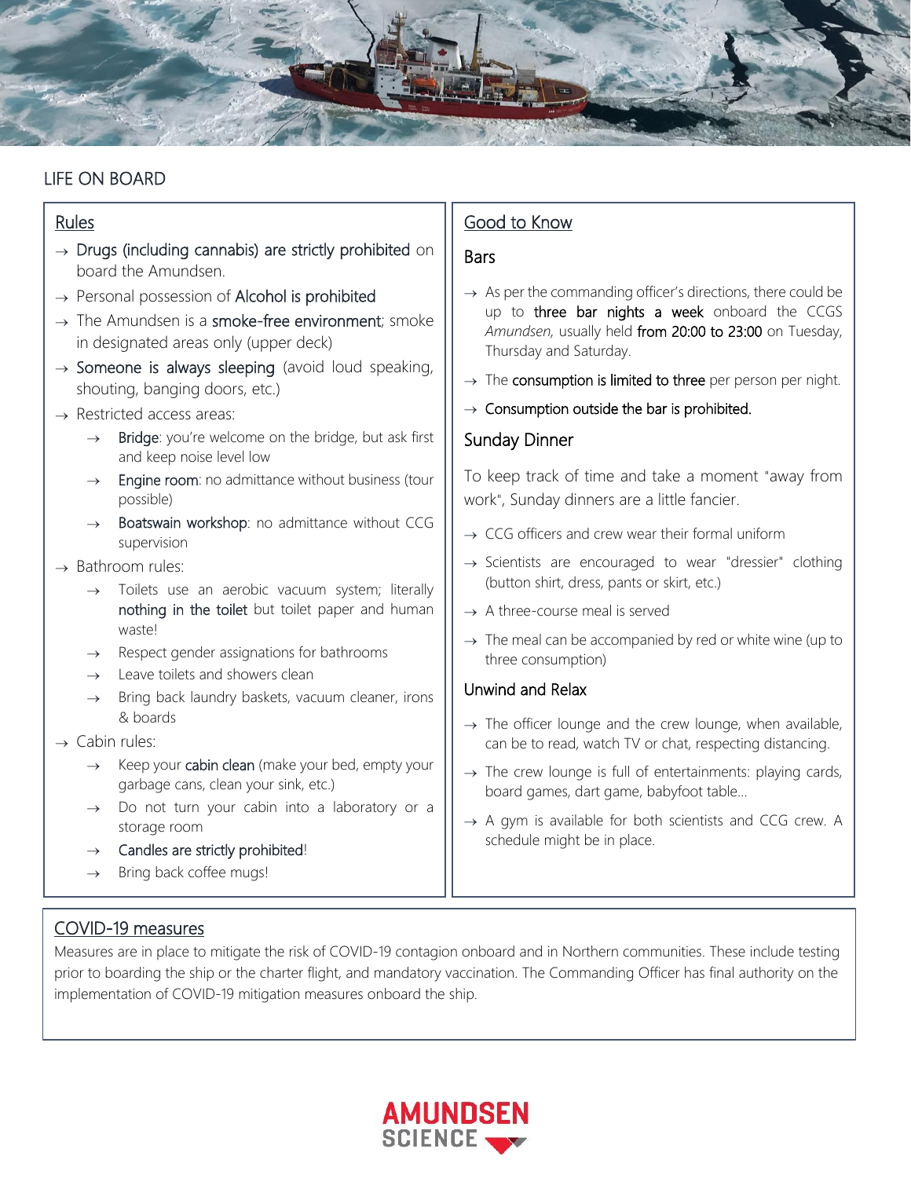## LIFE ON BOARD

### Rules

- Drugs (including cannabis) are strictly prohibited on board the Amundsen.
- Personal possession of Alcohol is prohibited
- The Amundsen is a smoke-free environment; smoke in designated areas only (upper deck)
- Someone is always sleeping (avoid loud speaking, shouting, banging doors, etc.)
- Restricted access areas:
  - Bridge: you're welcome on the bridge, but ask first and keep noise level low
  - Engine room: no admittance without business (tour possible)
  - Boatswain workshop: no admittance without CCG supervision
- Bathroom rules:
  - Toilets use an aerobic vacuum system; literally nothing in the toilet but toilet paper and human waste!
  - Respect gender assignations for bathrooms
  - Leave toilets and showers clean
  - Bring back laundry baskets, vacuum cleaner, irons & boards
- Cabin rules:
  - Keep your cabin clean (make your bed, empty your garbage cans, clean your sink, etc.)
  - Do not turn your cabin into a laboratory or a storage room
  - Candles are strictly prohibited!
  - Bring back coffee mugs!

### Good to Know

#### Bars

- As per the commanding officer's directions, there could be up to three bar nights a week onboard the CCGS *Amundsen*, usually held from 20:00 to 23:00 on Tuesday, Thursday and Saturday.
- The consumption is limited to three per person per night.
- Consumption outside the bar is prohibited.

#### Sunday Dinner

To keep track of time and take a moment "away from work", Sunday dinners are a little fancier.

- CCG officers and crew wear their formal uniform
- Scientists are encouraged to wear "dressier" clothing (button shirt, dress, pants or skirt, etc.)
- A three-course meal is served
- The meal can be accompanied by red or white wine (up to three consumption)

#### Unwind and Relax

- The officer lounge and the crew lounge, when available, can be to read, watch TV or chat, respecting distancing.
- The crew lounge is full of entertainments: playing cards, board games, dart game, babyfoot table…
- A gym is available for both scientists and CCG crew. A schedule might be in place.

### COVID-19 measures

Measures are in place to mitigate the risk of COVID-19 contagion onboard and in Northern communities. These include testing prior to boarding the ship or the charter flight, and mandatory vaccination. The Commanding Officer has final authority on the implementation of COVID-19 mitigation measures onboard the ship.